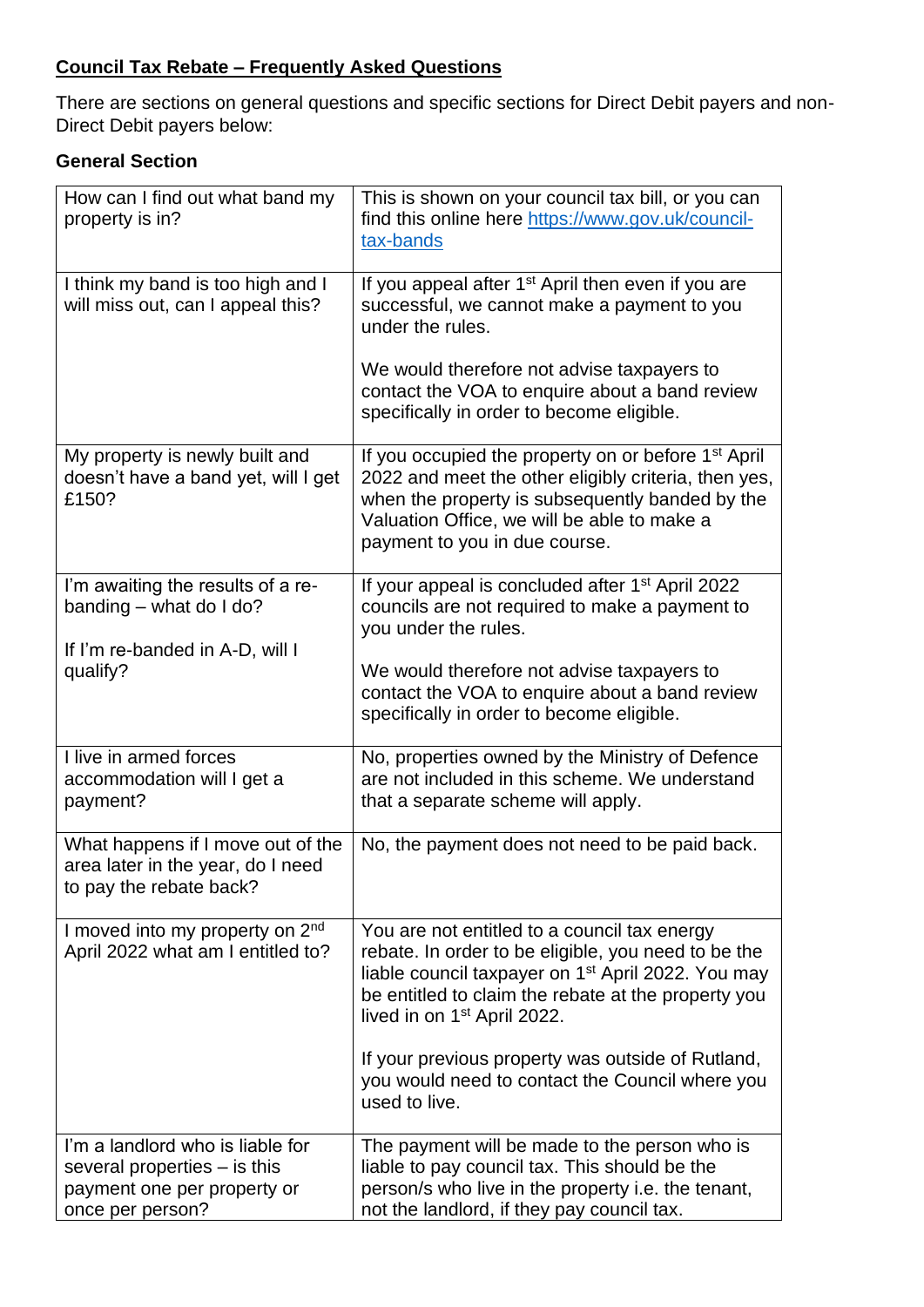## Council Tax Rebate – Frequently Asked Questions

There are sections on general questions and specific sections for Direct Debit payers and non-Direct Debit payers below:

### General Section

| Question | Answer |
|---|---|
| How can I find out what band my property is in? | This is shown on your council tax bill, or you can find this online here [https://www.gov.uk/council-tax-bands](https://www.gov.uk/council-tax-bands) |
| I think my band is too high and I will miss out, can I appeal this? | If you appeal after 1st April then even if you are successful, we cannot make a payment to you under the rules.<br><br>We would therefore not advise taxpayers to contact the VOA to enquire about a band review specifically in order to become eligible. |
| My property is newly built and doesn't have a band yet, will I get £150? | If you occupied the property on or before 1st April 2022 and meet the other eligibly criteria, then yes, when the property is subsequently banded by the Valuation Office, we will be able to make a payment to you in due course. |
| I'm awaiting the results of a re-banding – what do I do?<br><br>If I'm re-banded in A-D, will I qualify? | If your appeal is concluded after 1st April 2022 councils are not required to make a payment to you under the rules.<br><br>We would therefore not advise taxpayers to contact the VOA to enquire about a band review specifically in order to become eligible. |
| I live in armed forces accommodation will I get a payment? | No, properties owned by the Ministry of Defence are not included in this scheme. We understand that a separate scheme will apply. |
| What happens if I move out of the area later in the year, do I need to pay the rebate back? | No, the payment does not need to be paid back. |
| I moved into my property on 2nd April 2022 what am I entitled to? | You are not entitled to a council tax energy rebate. In order to be eligible, you need to be the liable council taxpayer on 1st April 2022. You may be entitled to claim the rebate at the property you lived in on 1st April 2022.<br><br>If your previous property was outside of Rutland, you would need to contact the Council where you used to live. |
| I'm a landlord who is liable for several properties – is this payment one per property or once per person? | The payment will be made to the person who is liable to pay council tax. This should be the person/s who live in the property i.e. the tenant, not the landlord, if they pay council tax. |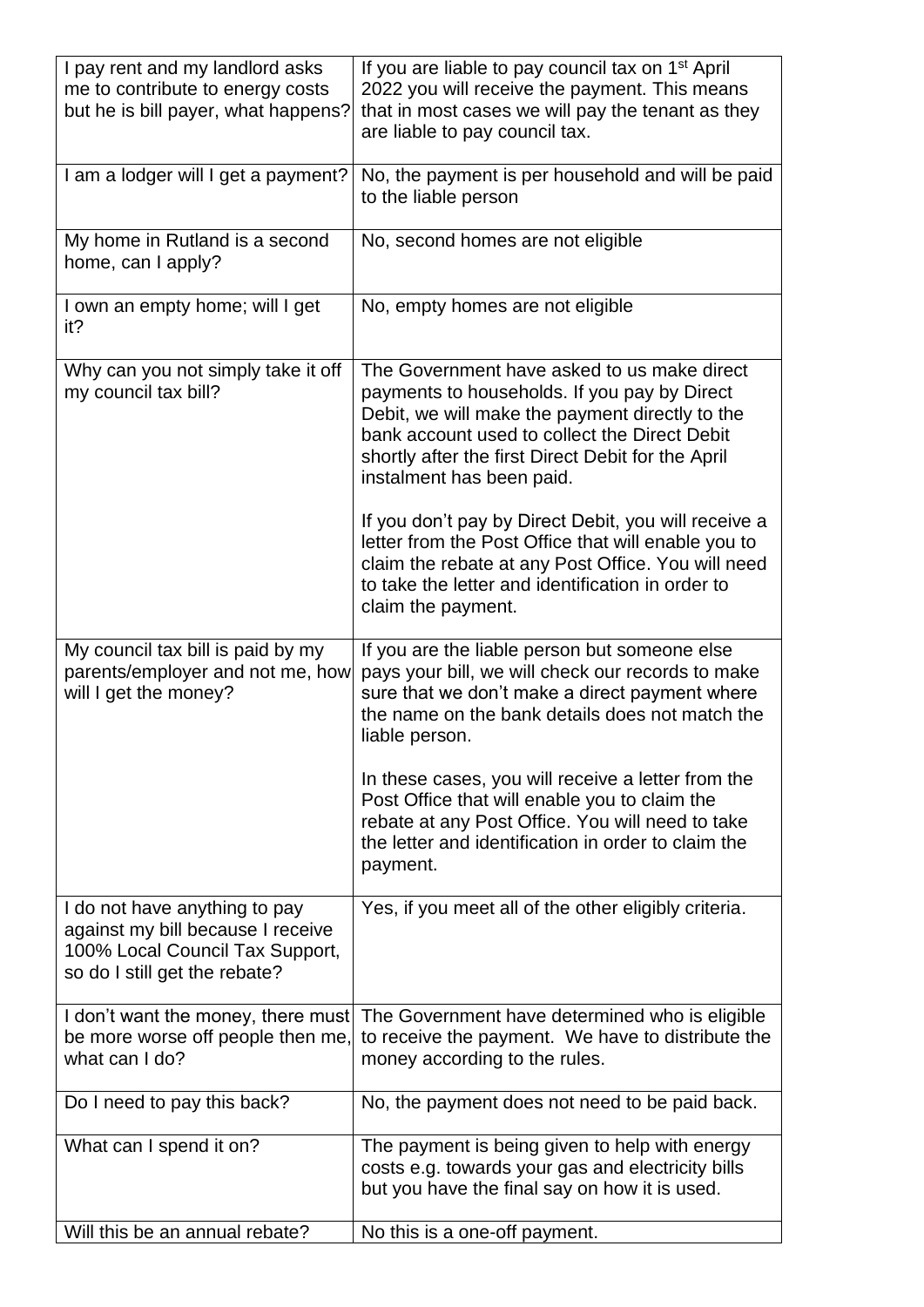| | |
|---|---|
| I pay rent and my landlord asks me to contribute to energy costs but he is bill payer, what happens? | If you are liable to pay council tax on 1st April 2022 you will receive the payment. This means that in most cases we will pay the tenant as they are liable to pay council tax. |
| I am a lodger will I get a payment? | No, the payment is per household and will be paid to the liable person |
| My home in Rutland is a second home, can I apply? | No, second homes are not eligible |
| I own an empty home; will I get it? | No, empty homes are not eligible |
| Why can you not simply take it off my council tax bill? | The Government have asked to us make direct payments to households. If you pay by Direct Debit, we will make the payment directly to the bank account used to collect the Direct Debit shortly after the first Direct Debit for the April instalment has been paid.<br><br>If you don't pay by Direct Debit, you will receive a letter from the Post Office that will enable you to claim the rebate at any Post Office. You will need to take the letter and identification in order to claim the payment. |
| My council tax bill is paid by my parents/employer and not me, how will I get the money? | If you are the liable person but someone else pays your bill, we will check our records to make sure that we don't make a direct payment where the name on the bank details does not match the liable person.<br><br>In these cases, you will receive a letter from the Post Office that will enable you to claim the rebate at any Post Office. You will need to take the letter and identification in order to claim the payment. |
| I do not have anything to pay against my bill because I receive 100% Local Council Tax Support, so do I still get the rebate? | Yes, if you meet all of the other eligibly criteria. |
| I don't want the money, there must be more worse off people then me, what can I do? | The Government have determined who is eligible to receive the payment. We have to distribute the money according to the rules. |
| Do I need to pay this back? | No, the payment does not need to be paid back. |
| What can I spend it on? | The payment is being given to help with energy costs e.g. towards your gas and electricity bills but you have the final say on how it is used. |
| Will this be an annual rebate? | No this is a one-off payment. |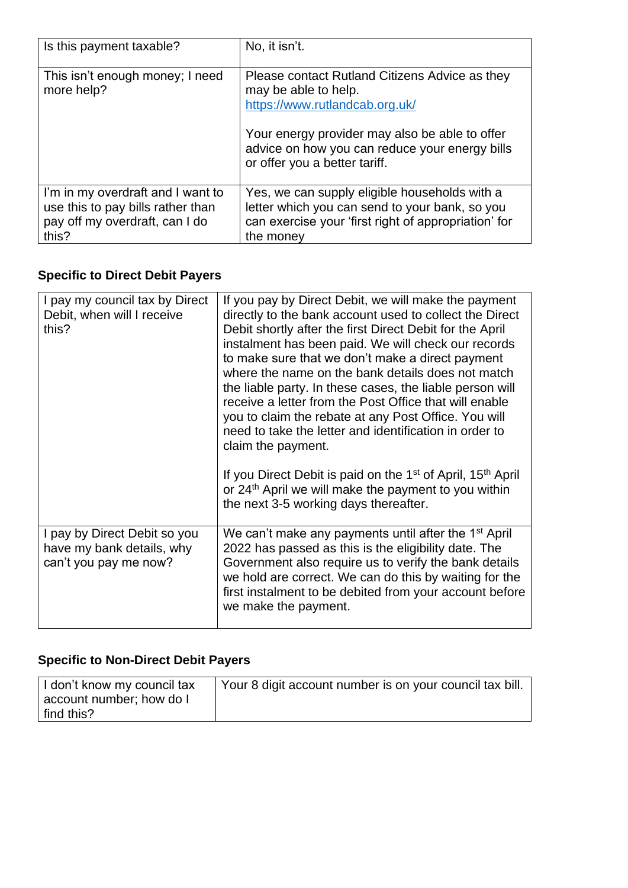| Is this payment taxable? | No, it isn't. |
| --- | --- |
| This isn't enough money; I need more help? | Please contact Rutland Citizens Advice as they may be able to help. https://www.rutlandcab.org.uk/<br><br>Your energy provider may also be able to offer advice on how you can reduce your energy bills or offer you a better tariff. |
| I'm in my overdraft and I want to use this to pay bills rather than pay off my overdraft, can I do this? | Yes, we can supply eligible households with a letter which you can send to your bank, so you can exercise your 'first right of appropriation' for the money |

**Specific to Direct Debit Payers**

| I pay my council tax by Direct Debit, when will I receive this? | If you pay by Direct Debit, we will make the payment directly to the bank account used to collect the Direct Debit shortly after the first Direct Debit for the April instalment has been paid. We will check our records to make sure that we don't make a direct payment where the name on the bank details does not match the liable party. In these cases, the liable person will receive a letter from the Post Office that will enable you to claim the rebate at any Post Office. You will need to take the letter and identification in order to claim the payment.<br><br>If you Direct Debit is paid on the 1st of April, 15th April or 24th April we will make the payment to you within the next 3-5 working days thereafter. |
| --- | --- |
| I pay by Direct Debit so you have my bank details, why can't you pay me now? | We can't make any payments until after the 1st April 2022 has passed as this is the eligibility date. The Government also require us to verify the bank details we hold are correct. We can do this by waiting for the first instalment to be debited from your account before we make the payment. |

**Specific to Non-Direct Debit Payers**

| I don't know my council tax account number; how do I find this? | Your 8 digit account number is on your council tax bill. |
| --- | --- |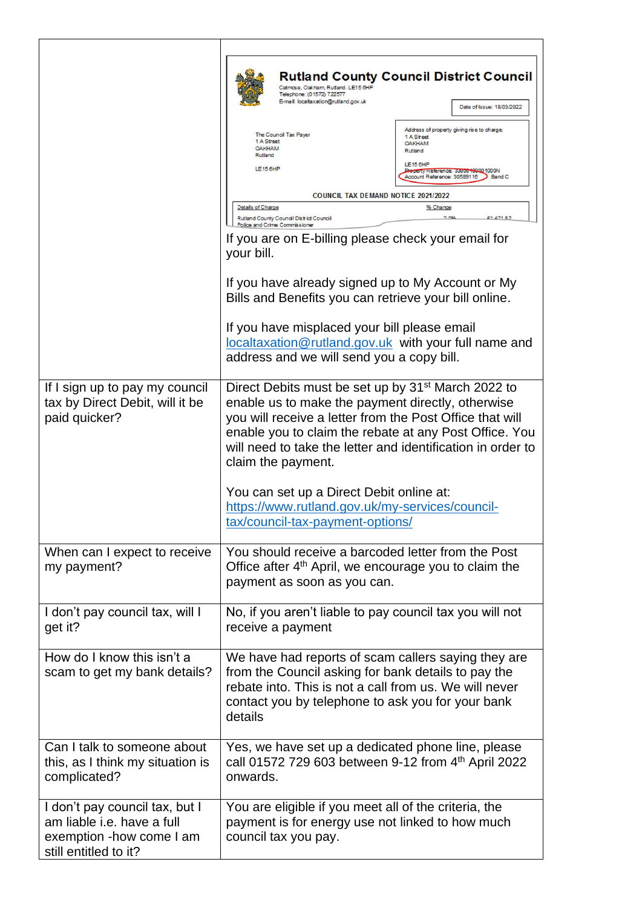| | |
|---|---|
| | If you are on E-billing please check your email for your bill.<br><br>If you have already signed up to My Account or My Bills and Benefits you can retrieve your bill online.<br><br>If you have misplaced your bill please email localtaxation@rutland.gov.uk with your full name and address and we will send you a copy bill. |
| If I sign up to pay my council tax by Direct Debit, will it be paid quicker? | Direct Debits must be set up by 31st March 2022 to enable us to make the payment directly, otherwise you will receive a letter from the Post Office that will enable you to claim the rebate at any Post Office. You will need to take the letter and identification in order to claim the payment.<br><br>You can set up a Direct Debit online at: https://www.rutland.gov.uk/my-services/council-tax/council-tax-payment-options/ |
| When can I expect to receive my payment? | You should receive a barcoded letter from the Post Office after 4th April, we encourage you to claim the payment as soon as you can. |
| I don't pay council tax, will I get it? | No, if you aren't liable to pay council tax you will not receive a payment |
| How do I know this isn't a scam to get my bank details? | We have had reports of scam callers saying they are from the Council asking for bank details to pay the rebate into. This is not a call from us. We will never contact you by telephone to ask you for your bank details |
| Can I talk to someone about this, as I think my situation is complicated? | Yes, we have set up a dedicated phone line, please call 01572 729 603 between 9-12 from 4th April 2022 onwards. |
| I don't pay council tax, but I am liable i.e. have a full exemption -how come I am still entitled to it? | You are eligible if you meet all of the criteria, the payment is for energy use not linked to how much council tax you pay. |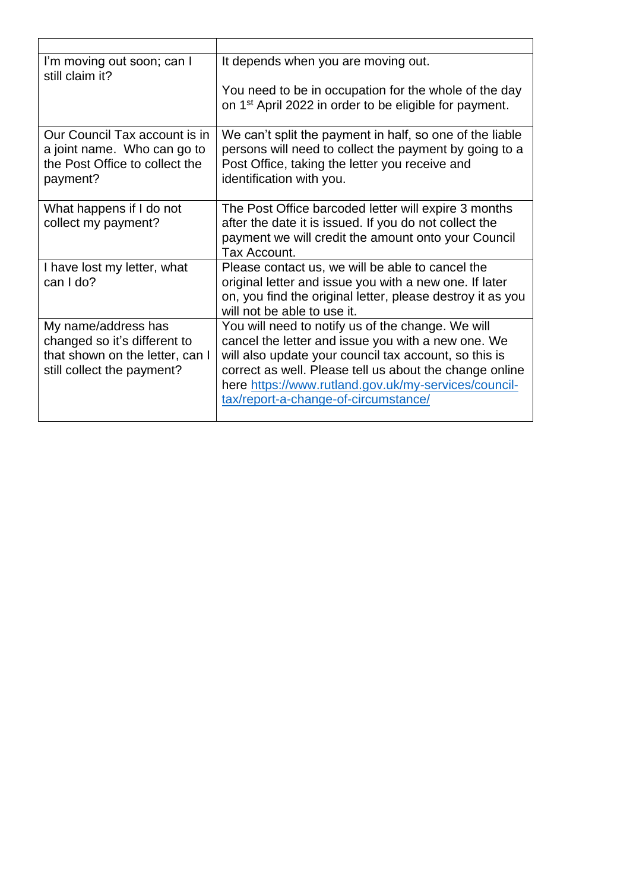| | |
|---|---|
| I'm moving out soon; can I still claim it? | It depends when you are moving out.<br><br>You need to be in occupation for the whole of the day on 1st April 2022 in order to be eligible for payment. |
| Our Council Tax account is in a joint name. Who can go to the Post Office to collect the payment? | We can't split the payment in half, so one of the liable persons will need to collect the payment by going to a Post Office, taking the letter you receive and identification with you. |
| What happens if I do not collect my payment? | The Post Office barcoded letter will expire 3 months after the date it is issued. If you do not collect the payment we will credit the amount onto your Council Tax Account. |
| I have lost my letter, what can I do? | Please contact us, we will be able to cancel the original letter and issue you with a new one. If later on, you find the original letter, please destroy it as you will not be able to use it. |
| My name/address has changed so it's different to that shown on the letter, can I still collect the payment? | You will need to notify us of the change. We will cancel the letter and issue you with a new one. We will also update your council tax account, so this is correct as well. Please tell us about the change online here [https://www.rutland.gov.uk/my-services/council-tax/report-a-change-of-circumstance/](https://www.rutland.gov.uk/my-services/council-tax/report-a-change-of-circumstance/) |